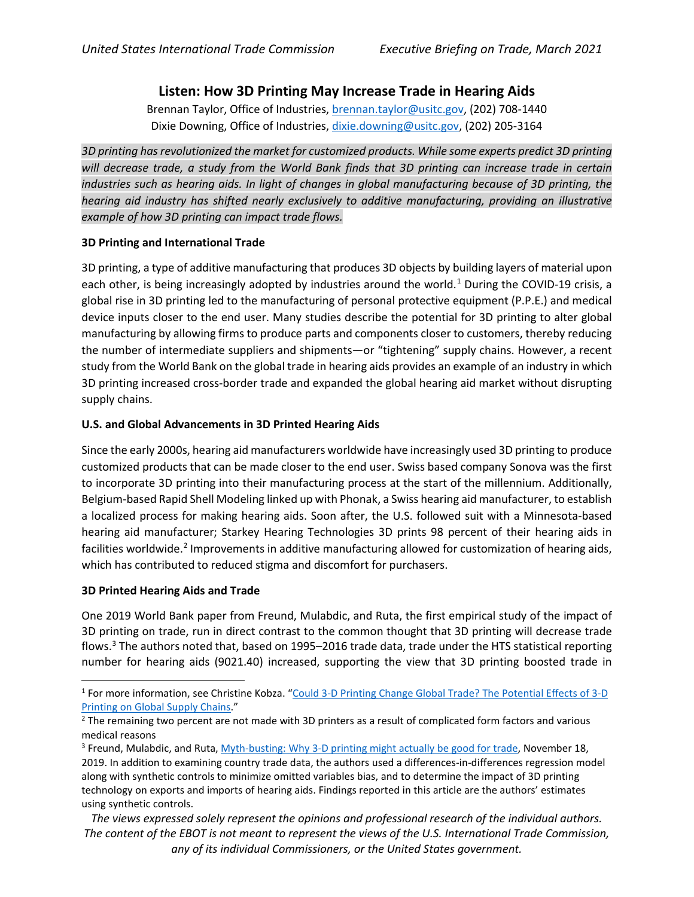# Listen: How 3D Printing May Increase Trade in Hearing Aids

Brennan Taylor, Office of Industries, brennan.taylor@usitc.gov, (202) 708-1440
Dixie Downing, Office of Industries, dixie.downing@usitc.gov, (202) 205-3164

*3D printing has revolutionized the market for customized products. While some experts predict 3D printing will decrease trade, a study from the World Bank finds that 3D printing can increase trade in certain industries such as hearing aids. In light of changes in global manufacturing because of 3D printing, the hearing aid industry has shifted nearly exclusively to additive manufacturing, providing an illustrative example of how 3D printing can impact trade flows.*

## 3D Printing and International Trade

3D printing, a type of additive manufacturing that produces 3D objects by building layers of material upon each other, is being increasingly adopted by industries around the world.[1] During the COVID-19 crisis, a global rise in 3D printing led to the manufacturing of personal protective equipment (P.P.E.) and medical device inputs closer to the end user. Many studies describe the potential for 3D printing to alter global manufacturing by allowing firms to produce parts and components closer to customers, thereby reducing the number of intermediate suppliers and shipments—or "tightening" supply chains. However, a recent study from the World Bank on the global trade in hearing aids provides an example of an industry in which 3D printing increased cross-border trade and expanded the global hearing aid market without disrupting supply chains.

## U.S. and Global Advancements in 3D Printed Hearing Aids

Since the early 2000s, hearing aid manufacturers worldwide have increasingly used 3D printing to produce customized products that can be made closer to the end user. Swiss based company Sonova was the first to incorporate 3D printing into their manufacturing process at the start of the millennium. Additionally, Belgium-based Rapid Shell Modeling linked up with Phonak, a Swiss hearing aid manufacturer, to establish a localized process for making hearing aids. Soon after, the U.S. followed suit with a Minnesota-based hearing aid manufacturer; Starkey Hearing Technologies 3D prints 98 percent of their hearing aids in facilities worldwide.[2] Improvements in additive manufacturing allowed for customization of hearing aids, which has contributed to reduced stigma and discomfort for purchasers.

## 3D Printed Hearing Aids and Trade

One 2019 World Bank paper from Freund, Mulabdic, and Ruta, the first empirical study of the impact of 3D printing on trade, run in direct contrast to the common thought that 3D printing will decrease trade flows.[3] The authors noted that, based on 1995–2016 trade data, trade under the HTS statistical reporting number for hearing aids (9021.40) increased, supporting the view that 3D printing boosted trade in

---

[1] For more information, see Christine Kobza. "Could 3-D Printing Change Global Trade? The Potential Effects of 3-D Printing on Global Supply Chains."

[2] The remaining two percent are not made with 3D printers as a result of complicated form factors and various medical reasons

[3] Freund, Mulabdic, and Ruta, Myth-busting: Why 3-D printing might actually be good for trade, November 18, 2019. In addition to examining country trade data, the authors used a differences-in-differences regression model along with synthetic controls to minimize omitted variables bias, and to determine the impact of 3D printing technology on exports and imports of hearing aids. Findings reported in this article are the authors' estimates using synthetic controls.

*The views expressed solely represent the opinions and professional research of the individual authors. The content of the EBOT is not meant to represent the views of the U.S. International Trade Commission, any of its individual Commissioners, or the United States government.*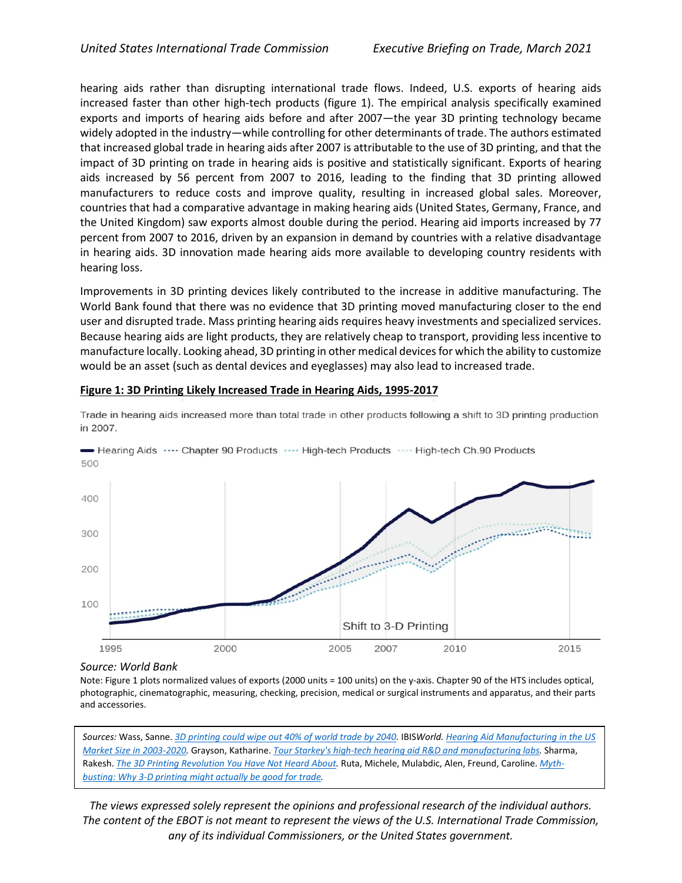hearing aids rather than disrupting international trade flows. Indeed, U.S. exports of hearing aids increased faster than other high-tech products (figure 1). The empirical analysis specifically examined exports and imports of hearing aids before and after 2007—the year 3D printing technology became widely adopted in the industry—while controlling for other determinants of trade. The authors estimated that increased global trade in hearing aids after 2007 is attributable to the use of 3D printing, and that the impact of 3D printing on trade in hearing aids is positive and statistically significant. Exports of hearing aids increased by 56 percent from 2007 to 2016, leading to the finding that 3D printing allowed manufacturers to reduce costs and improve quality, resulting in increased global sales. Moreover, countries that had a comparative advantage in making hearing aids (United States, Germany, France, and the United Kingdom) saw exports almost double during the period. Hearing aid imports increased by 77 percent from 2007 to 2016, driven by an expansion in demand by countries with a relative disadvantage in hearing aids. 3D innovation made hearing aids more available to developing country residents with hearing loss.

Improvements in 3D printing devices likely contributed to the increase in additive manufacturing. The World Bank found that there was no evidence that 3D printing moved manufacturing closer to the end user and disrupted trade. Mass printing hearing aids requires heavy investments and specialized services. Because hearing aids are light products, they are relatively cheap to transport, providing less incentive to manufacture locally. Looking ahead, 3D printing in other medical devices for which the ability to customize would be an asset (such as dental devices and eyeglasses) may also lead to increased trade.

**Figure 1: 3D Printing Likely Increased Trade in Hearing Aids, 1995-2017**

Trade in hearing aids increased more than total trade in other products following a shift to 3D printing production in 2007.

Hearing Aids
Chapter 90 Products
High-tech Products
High-tech Ch.90 Products

500
400
300
200
100

Shift to 3-D Printing

1995
2000
2005
2007
2010
2015

*Source: World Bank*

Note: Figure 1 plots normalized values of exports (2000 units = 100 units) on the y-axis. Chapter 90 of the HTS includes optical, photographic, cinematographic, measuring, checking, precision, medical or surgical instruments and apparatus, and their parts and accessories.

*Sources:* Wass, Sanne. *3D printing could wipe out 40% of world trade by 2040.* IBIS*World.* *Hearing Aid Manufacturing in the US Market Size in 2003-2020.* Grayson, Katharine. *Tour Starkey's high-tech hearing aid R&D and manufacturing labs.* Sharma, Rakesh. *The 3D Printing Revolution You Have Not Heard About.* Ruta, Michele, Mulabdic, Alen, Freund, Caroline. *Myth-busting: Why 3-D printing might actually be good for trade.*

*The views expressed solely represent the opinions and professional research of the individual authors. The content of the EBOT is not meant to represent the views of the U.S. International Trade Commission, any of its individual Commissioners, or the United States government.*